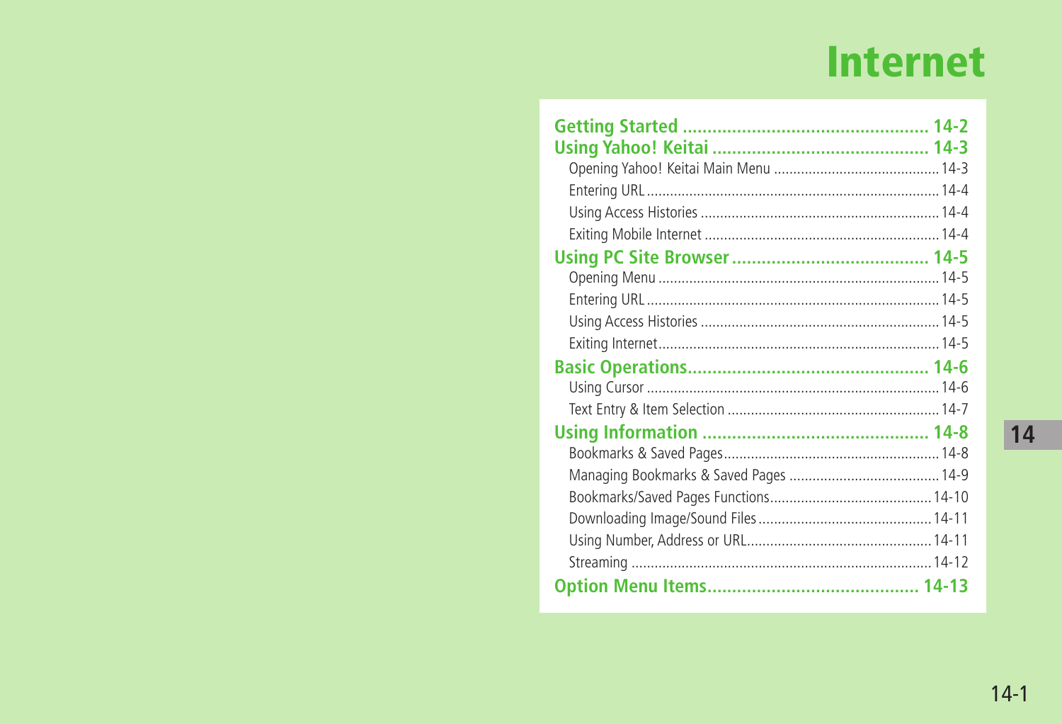# Internet

**Getting Started** .................................................. 14-2

**Using Yahoo! Keitai** ........................................... 14-3

- Opening Yahoo! Keitai Main Menu ........................................... 14-3
- Entering URL ........................................................................... 14-4
- Using Access Histories ............................................................. 14-4
- Exiting Mobile Internet ............................................................. 14-4

**Using PC Site Browser** ........................................ 14-5

- Opening Menu ......................................................................... 14-5
- Entering URL ........................................................................... 14-5
- Using Access Histories ............................................................. 14-5
- Exiting Internet ......................................................................... 14-5

**Basic Operations** ................................................. 14-6

- Using Cursor ........................................................................... 14-6
- Text Entry & Item Selection ...................................................... 14-7

**Using Information** ............................................... 14-8

- Bookmarks & Saved Pages ....................................................... 14-8
- Managing Bookmarks & Saved Pages ....................................... 14-9
- Bookmarks/Saved Pages Functions .......................................... 14-10
- Downloading Image/Sound Files ............................................. 14-11
- Using Number, Address or URL ............................................... 14-11
- Streaming ............................................................................. 14-12

**Option Menu Items** ........................................... 14-13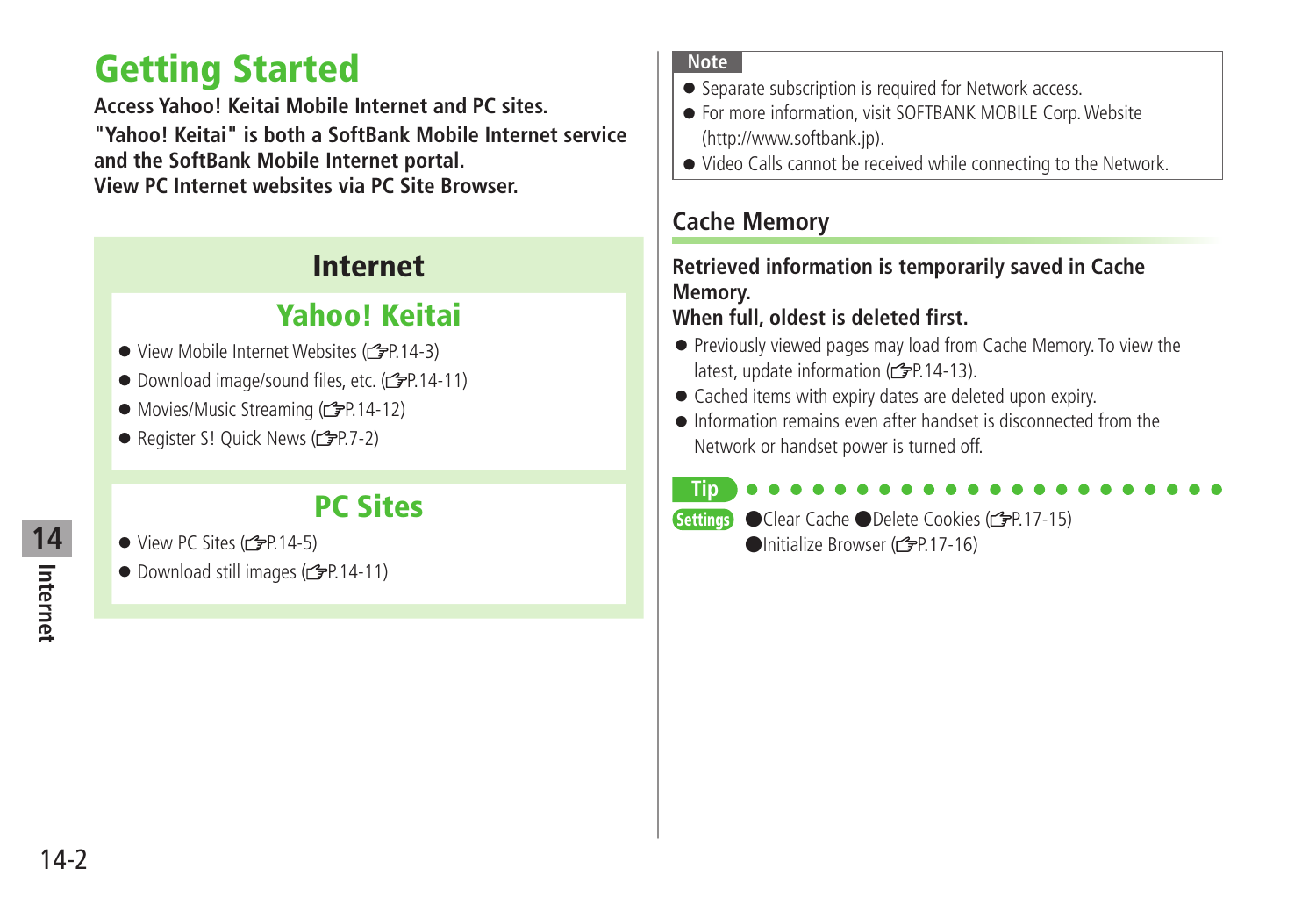# Getting Started

**Access Yahoo! Keitai Mobile Internet and PC sites.**
**"Yahoo! Keitai" is both a SoftBank Mobile Internet service and the SoftBank Mobile Internet portal.**
**View PC Internet websites via PC Site Browser.**

## Internet

### Yahoo! Keitai

- View Mobile Internet Websites (☞P.14-3)
- Download image/sound files, etc. (☞P.14-11)
- Movies/Music Streaming (☞P.14-12)
- Register S! Quick News (☞P.7-2)

### PC Sites

- View PC Sites (☞P.14-5)
- Download still images (☞P.14-11)

**Note**

- Separate subscription is required for Network access.
- For more information, visit SOFTBANK MOBILE Corp. Website (http://www.softbank.jp).
- Video Calls cannot be received while connecting to the Network.

## Cache Memory

**Retrieved information is temporarily saved in Cache Memory.**
**When full, oldest is deleted first.**

- Previously viewed pages may load from Cache Memory. To view the latest, update information (☞P.14-13).
- Cached items with expiry dates are deleted upon expiry.
- Information remains even after handset is disconnected from the Network or handset power is turned off.

**Tip**

**Settings** ●Clear Cache ●Delete Cookies (☞P.17-15)
●Initialize Browser (☞P.17-16)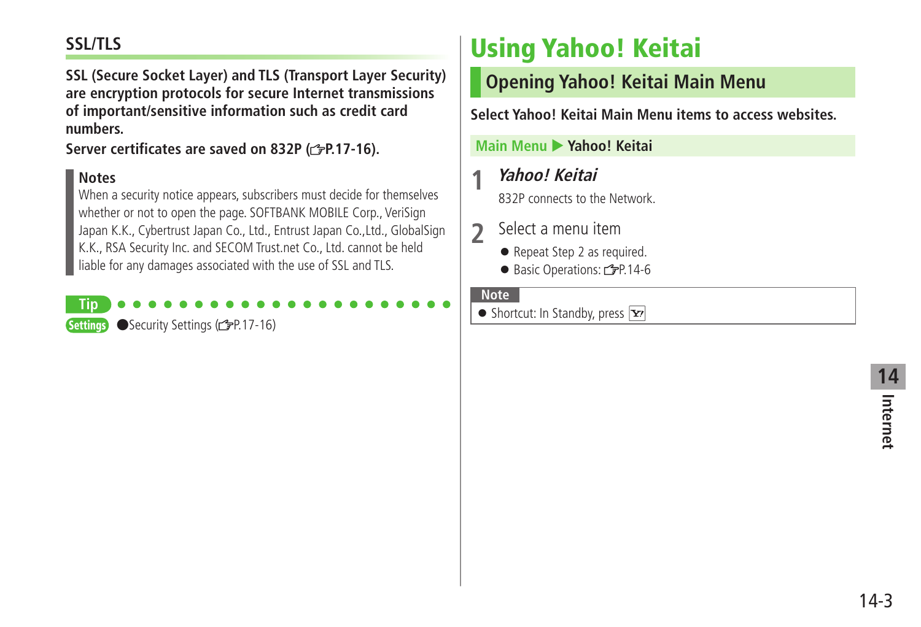### SSL/TLS

**SSL (Secure Socket Layer) and TLS (Transport Layer Security) are encryption protocols for secure Internet transmissions of important/sensitive information such as credit card numbers.**

**Server certificates are saved on 832P (☞P.17-16).**

**Notes**

When a security notice appears, subscribers must decide for themselves whether or not to open the page. SOFTBANK MOBILE Corp., VeriSign Japan K.K., Cybertrust Japan Co., Ltd., Entrust Japan Co.,Ltd., GlobalSign K.K., RSA Security Inc. and SECOM Trust.net Co., Ltd. cannot be held liable for any damages associated with the use of SSL and TLS.

**Tip**

**Settings** ●Security Settings (☞P.17-16)

# Using Yahoo! Keitai

## Opening Yahoo! Keitai Main Menu

**Select Yahoo! Keitai Main Menu items to access websites.**

**Main Menu ▶ Yahoo! Keitai**

**1** ***Yahoo! Keitai***

832P connects to the Network.

**2** Select a menu item

- Repeat Step 2 as required.
- Basic Operations: ☞P.14-6

**Note**

- Shortcut: In Standby, press [Y!]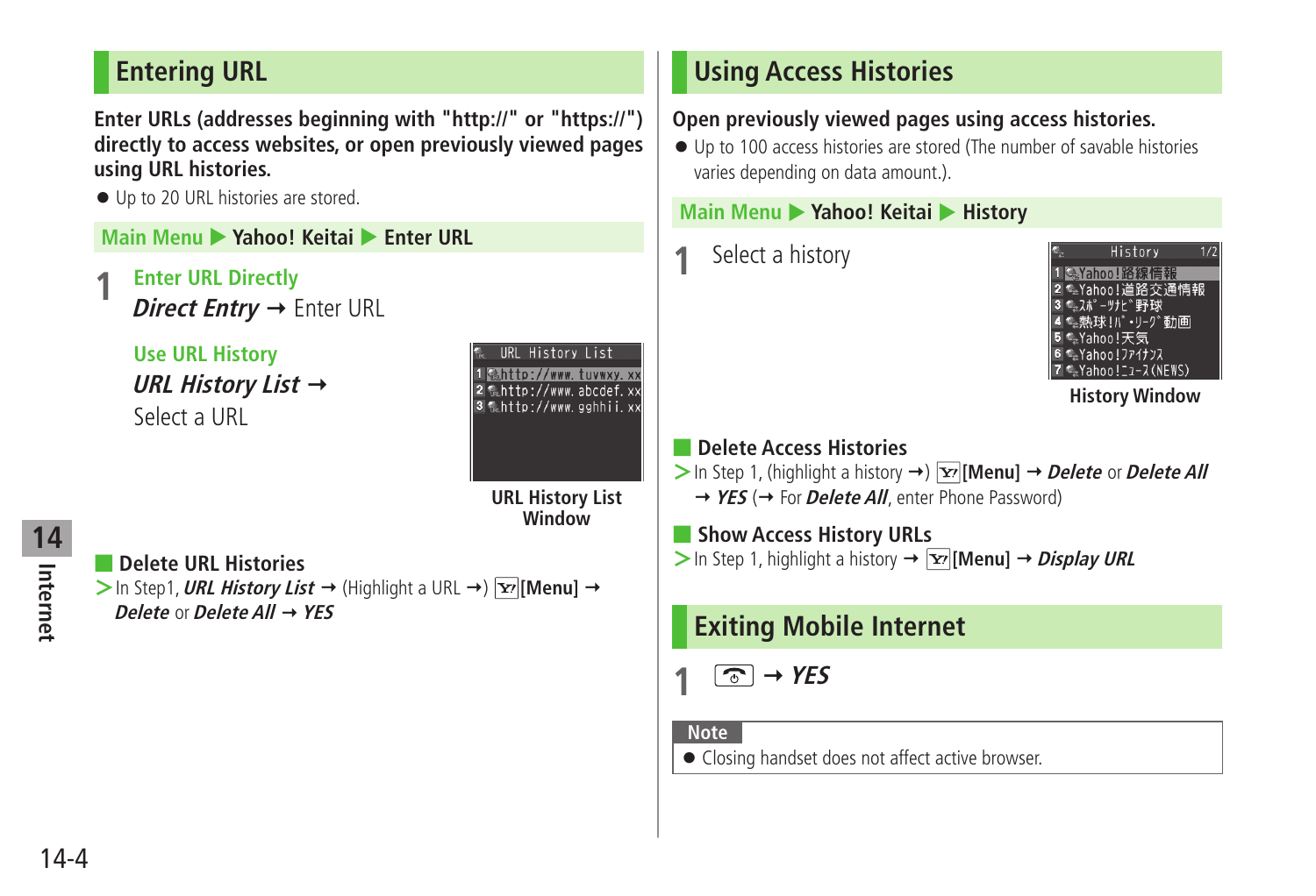## Entering URL

**Enter URLs (addresses beginning with "http://" or "https://") directly to access websites, or open previously viewed pages using URL histories.**

- Up to 20 URL histories are stored.

**Main Menu ▶ Yahoo! Keitai ▶ Enter URL**

**1** **Enter URL Directly**
***Direct Entry*** → Enter URL

**Use URL History**
***URL History List*** →
Select a URL

URL History List Window

### Delete URL Histories

> In Step1, ***URL History List*** → (Highlight a URL →) **[Menu]** → ***Delete*** or ***Delete All*** → ***YES***

## Using Access Histories

**Open previously viewed pages using access histories.**

- Up to 100 access histories are stored (The number of savable histories varies depending on data amount.).

**Main Menu ▶ Yahoo! Keitai ▶ History**

**1** Select a history

History Window

### Delete Access Histories

> In Step 1, (highlight a history →) **[Menu]** → ***Delete*** or ***Delete All*** → ***YES*** (→ For ***Delete All***, enter Phone Password)

### Show Access History URLs

> In Step 1, highlight a history → **[Menu]** → ***Display URL***

## Exiting Mobile Internet

**1** → ***YES***

**Note**

- Closing handset does not affect active browser.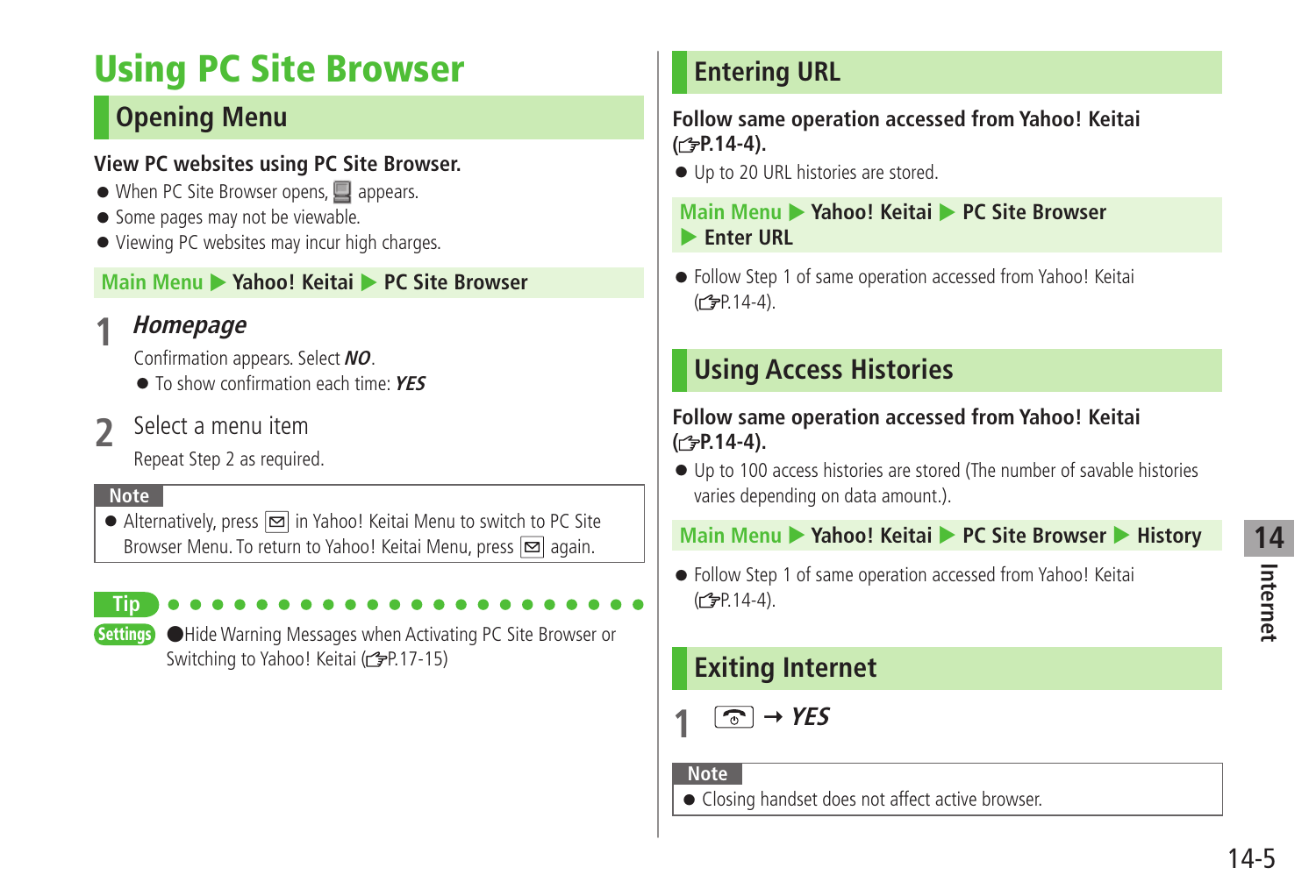# Using PC Site Browser

## Opening Menu

**View PC websites using PC Site Browser.**

- When PC Site Browser opens, appears.
- Some pages may not be viewable.
- Viewing PC websites may incur high charges.

**Main Menu ▶ Yahoo! Keitai ▶ PC Site Browser**

**1** ***Homepage***

Confirmation appears. Select ***NO***.

- To show confirmation each time: ***YES***

**2** Select a menu item

Repeat Step 2 as required.

**Note**

- Alternatively, press in Yahoo! Keitai Menu to switch to PC Site Browser Menu. To return to Yahoo! Keitai Menu, press again.

**Tip**

**Settings** ●Hide Warning Messages when Activating PC Site Browser or Switching to Yahoo! Keitai (☞P.17-15)

## Entering URL

**Follow same operation accessed from Yahoo! Keitai (☞P.14-4).**

- Up to 20 URL histories are stored.

**Main Menu ▶ Yahoo! Keitai ▶ PC Site Browser ▶ Enter URL**

- Follow Step 1 of same operation accessed from Yahoo! Keitai (☞P.14-4).

## Using Access Histories

**Follow same operation accessed from Yahoo! Keitai (☞P.14-4).**

- Up to 100 access histories are stored (The number of savable histories varies depending on data amount.).

**Main Menu ▶ Yahoo! Keitai ▶ PC Site Browser ▶ History**

- Follow Step 1 of same operation accessed from Yahoo! Keitai (☞P.14-4).

## Exiting Internet

**1** → ***YES***

**Note**

- Closing handset does not affect active browser.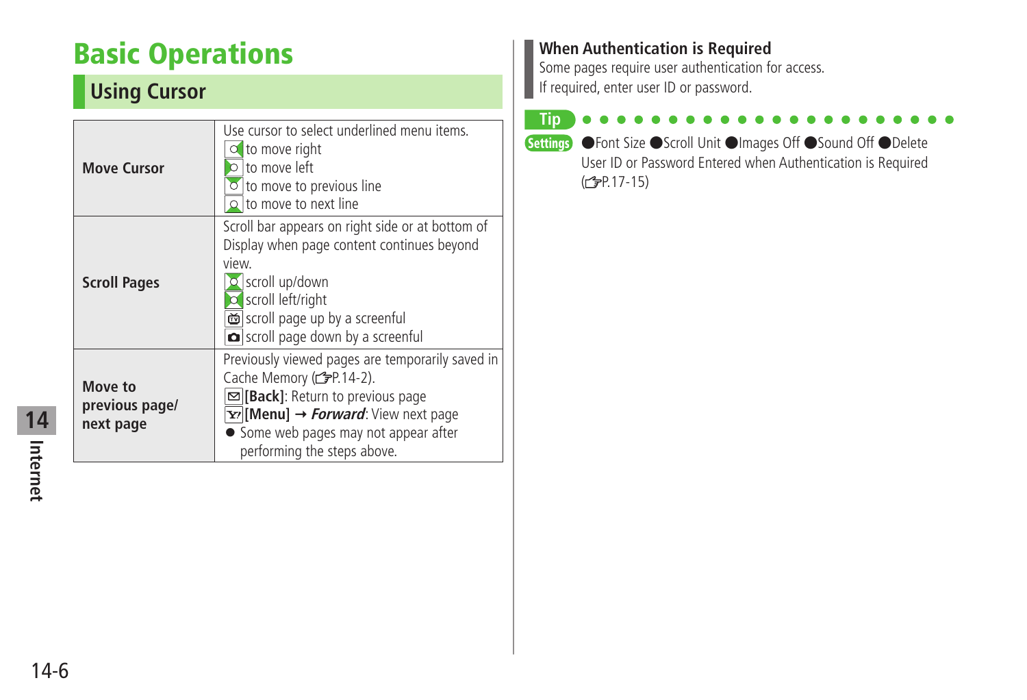# Basic Operations

## Using Cursor

| | |
|---|---|
| **Move Cursor** | Use cursor to select underlined menu items.<br>to move right<br>to move left<br>to move to previous line<br>to move to next line |
| **Scroll Pages** | Scroll bar appears on right side or at bottom of Display when page content continues beyond view.<br>scroll up/down<br>scroll left/right<br>scroll page up by a screenful<br>scroll page down by a screenful |
| **Move to previous page/ next page** | Previously viewed pages are temporarily saved in Cache Memory (☞P.14-2).<br>**[Back]**: Return to previous page<br>**[Menu]** → ***Forward***: View next page<br>● Some web pages may not appear after performing the steps above. |

### When Authentication is Required

Some pages require user authentication for access.
If required, enter user ID or password.

**Tip**

**Settings** ●Font Size ●Scroll Unit ●Images Off ●Sound Off ●Delete User ID or Password Entered when Authentication is Required (☞P.17-15)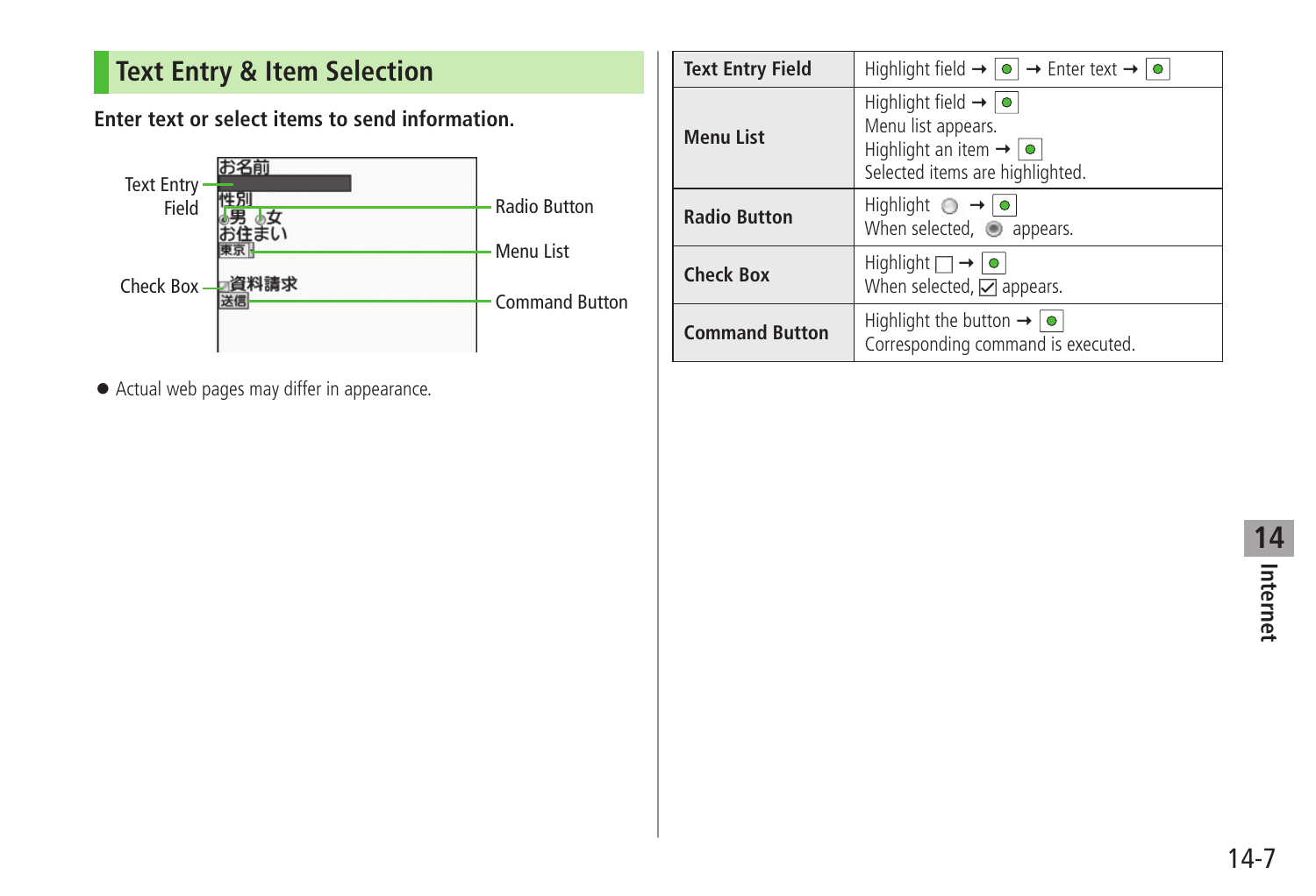## Text Entry & Item Selection

**Enter text or select items to send information.**

Text Entry Field
Radio Button
Menu List
Check Box
Command Button

お名前
性別
男 女
お住まい
東京
資料請求
送信

- Actual web pages may differ in appearance.

| | |
|---|---|
| **Text Entry Field** | Highlight field → ● → Enter text → ● |
| **Menu List** | Highlight field → ●<br>Menu list appears.<br>Highlight an item → ●<br>Selected items are highlighted. |
| **Radio Button** | Highlight ○ → ●<br>When selected, ◉ appears. |
| **Check Box** | Highlight ☐ → ●<br>When selected, ☑ appears. |
| **Command Button** | Highlight the button → ●<br>Corresponding command is executed. |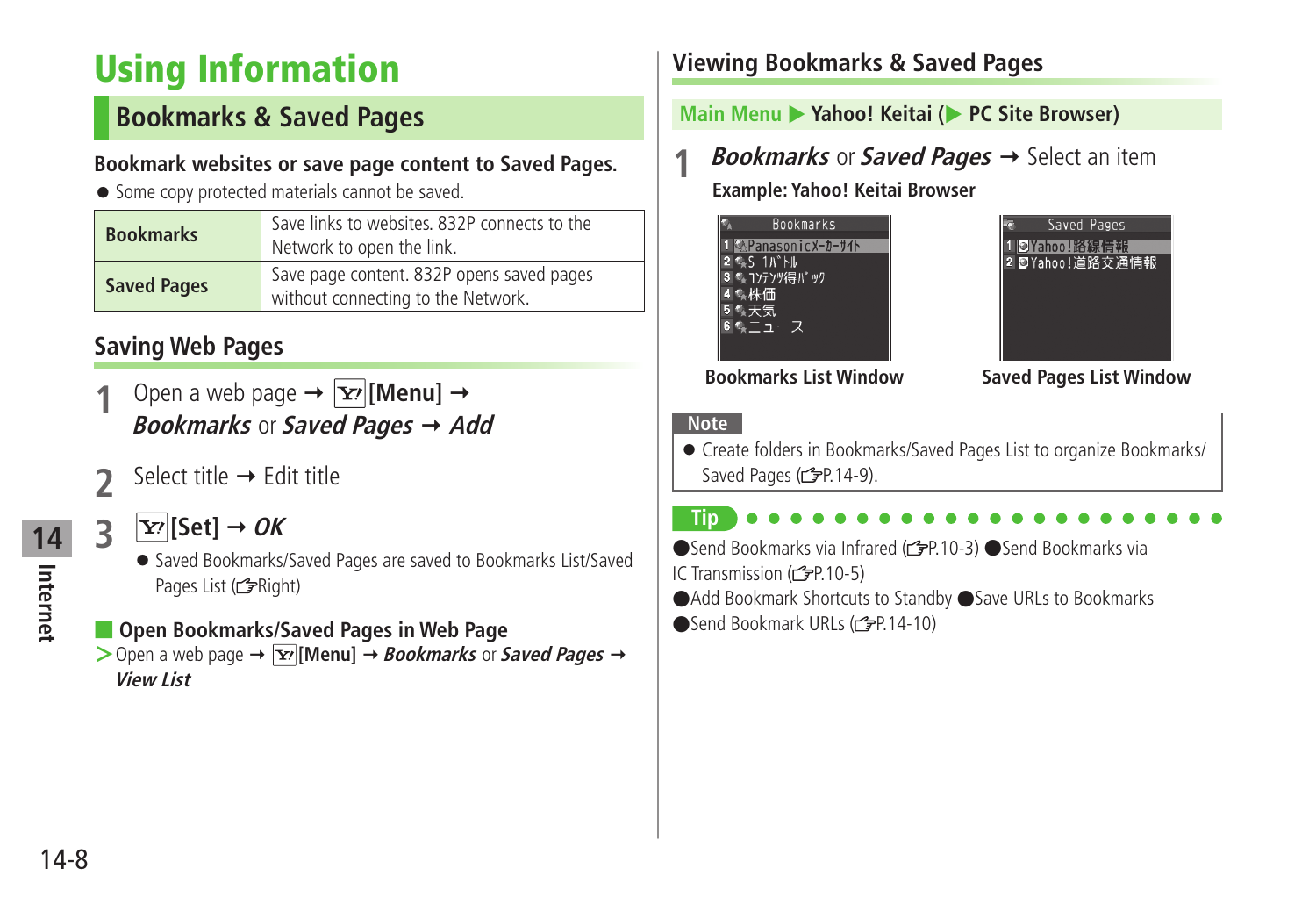# Using Information

## Bookmarks & Saved Pages

**Bookmark websites or save page content to Saved Pages.**

- Some copy protected materials cannot be saved.

| Bookmarks | Save links to websites. 832P connects to the Network to open the link. |
|---|---|
| **Saved Pages** | Save page content. 832P opens saved pages without connecting to the Network. |

### Saving Web Pages

**1** Open a web page → Y! **[Menu]** → ***Bookmarks*** or ***Saved Pages*** → ***Add***

**2** Select title → Edit title

**3** Y! **[Set]** → ***OK***

- Saved Bookmarks/Saved Pages are saved to Bookmarks List/Saved Pages List (☞Right)

**Open Bookmarks/Saved Pages in Web Page**

> Open a web page → Y! **[Menu]** → ***Bookmarks*** or ***Saved Pages*** → ***View List***

### Viewing Bookmarks & Saved Pages

**Main Menu ▶ Yahoo! Keitai (▶ PC Site Browser)**

**1** ***Bookmarks*** or ***Saved Pages*** → Select an item

**Example: Yahoo! Keitai Browser**

Bookmarks
1 Panasonicﾒｰｶｰｻｲﾄ
2 S-1ﾊﾞﾄﾙ
3 ｺﾝﾃﾝﾂ得ﾊﾟｯｸ
4 株価
5 天気
6 ニュース

**Bookmarks List Window**

Saved Pages
1 Yahoo!路線情報
2 Yahoo!道路交通情報

**Saved Pages List Window**

**Note**

- Create folders in Bookmarks/Saved Pages List to organize Bookmarks/Saved Pages (☞P.14-9).

**Tip**

●Send Bookmarks via Infrared (☞P.10-3) ●Send Bookmarks via IC Transmission (☞P.10-5)
●Add Bookmark Shortcuts to Standby ●Save URLs to Bookmarks
●Send Bookmark URLs (☞P.14-10)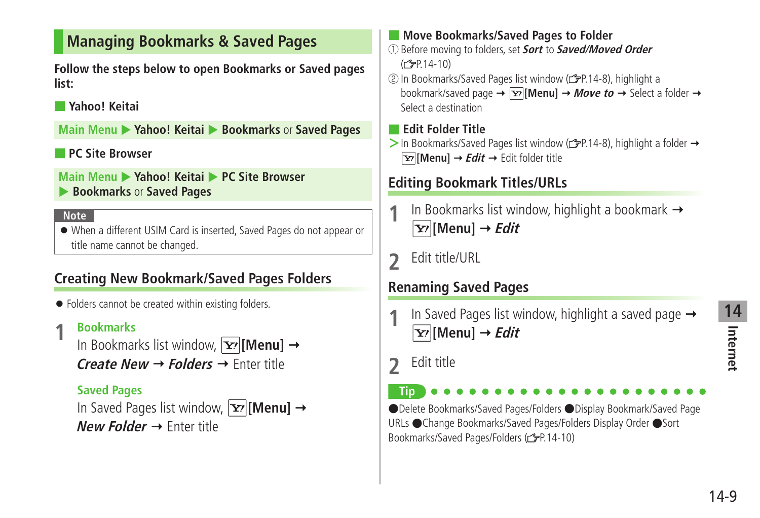## Managing Bookmarks & Saved Pages

**Follow the steps below to open Bookmarks or Saved pages list:**

### ■ Yahoo! Keitai

Main Menu ▶ **Yahoo! Keitai** ▶ **Bookmarks** or **Saved Pages**

### ■ PC Site Browser

Main Menu ▶ **Yahoo! Keitai** ▶ **PC Site Browser** ▶ **Bookmarks** or **Saved Pages**

**Note**

- When a different USIM Card is inserted, Saved Pages do not appear or title name cannot be changed.

## Creating New Bookmark/Saved Pages Folders

- Folders cannot be created within existing folders.

**1** **Bookmarks**

In Bookmarks list window, Y! **[Menu]** → ***Create New*** → ***Folders*** → Enter title

**Saved Pages**

In Saved Pages list window, Y! **[Menu]** → ***New Folder*** → Enter title

### ■ Move Bookmarks/Saved Pages to Folder

① Before moving to folders, set ***Sort*** to ***Saved/Moved Order*** (☞P.14-10)

② In Bookmarks/Saved Pages list window (☞P.14-8), highlight a bookmark/saved page → Y! **[Menu]** → ***Move to*** → Select a folder → Select a destination

### ■ Edit Folder Title

> In Bookmarks/Saved Pages list window (☞P.14-8), highlight a folder → Y! **[Menu]** → ***Edit*** → Edit folder title

## Editing Bookmark Titles/URLs

**1** In Bookmarks list window, highlight a bookmark → Y! **[Menu]** → ***Edit***

**2** Edit title/URL

## Renaming Saved Pages

**1** In Saved Pages list window, highlight a saved page → Y! **[Menu]** → ***Edit***

**2** Edit title

**Tip**

●Delete Bookmarks/Saved Pages/Folders ●Display Bookmark/Saved Page URLs ●Change Bookmarks/Saved Pages/Folders Display Order ●Sort Bookmarks/Saved Pages/Folders (☞P.14-10)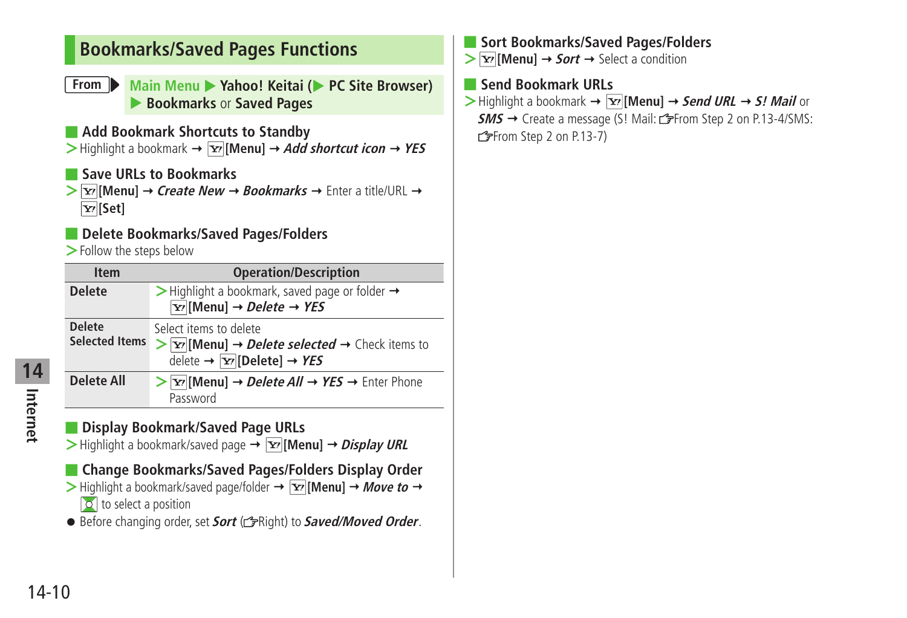## Bookmarks/Saved Pages Functions

**From** ▶ **Main Menu ▶ Yahoo! Keitai (▶ PC Site Browser) ▶ Bookmarks** or **Saved Pages**

### Add Bookmark Shortcuts to Standby

> Highlight a bookmark → Y! **[Menu]** → ***Add shortcut icon*** → ***YES***

### Save URLs to Bookmarks

> Y! **[Menu]** → ***Create New*** → ***Bookmarks*** → Enter a title/URL → Y! **[Set]**

### Delete Bookmarks/Saved Pages/Folders

> Follow the steps below

| Item | Operation/Description |
|---|---|
| **Delete** | > Highlight a bookmark, saved page or folder → Y! **[Menu]** → ***Delete*** → ***YES*** |
| **Delete Selected Items** | Select items to delete > Y! **[Menu]** → ***Delete selected*** → Check items to delete → Y! **[Delete]** → ***YES*** |
| **Delete All** | > Y! **[Menu]** → ***Delete All*** → ***YES*** → Enter Phone Password |

### Display Bookmark/Saved Page URLs

> Highlight a bookmark/saved page → Y! **[Menu]** → ***Display URL***

### Change Bookmarks/Saved Pages/Folders Display Order

> Highlight a bookmark/saved page/folder → Y! **[Menu]** → ***Move to*** → to select a position

- Before changing order, set ***Sort*** (☞Right) to ***Saved/Moved Order***.

### Sort Bookmarks/Saved Pages/Folders

> Y! **[Menu]** → ***Sort*** → Select a condition

### Send Bookmark URLs

> Highlight a bookmark → Y! **[Menu]** → ***Send URL*** → ***S! Mail*** or ***SMS*** → Create a message (S! Mail: ☞From Step 2 on P.13-4/SMS: ☞From Step 2 on P.13-7)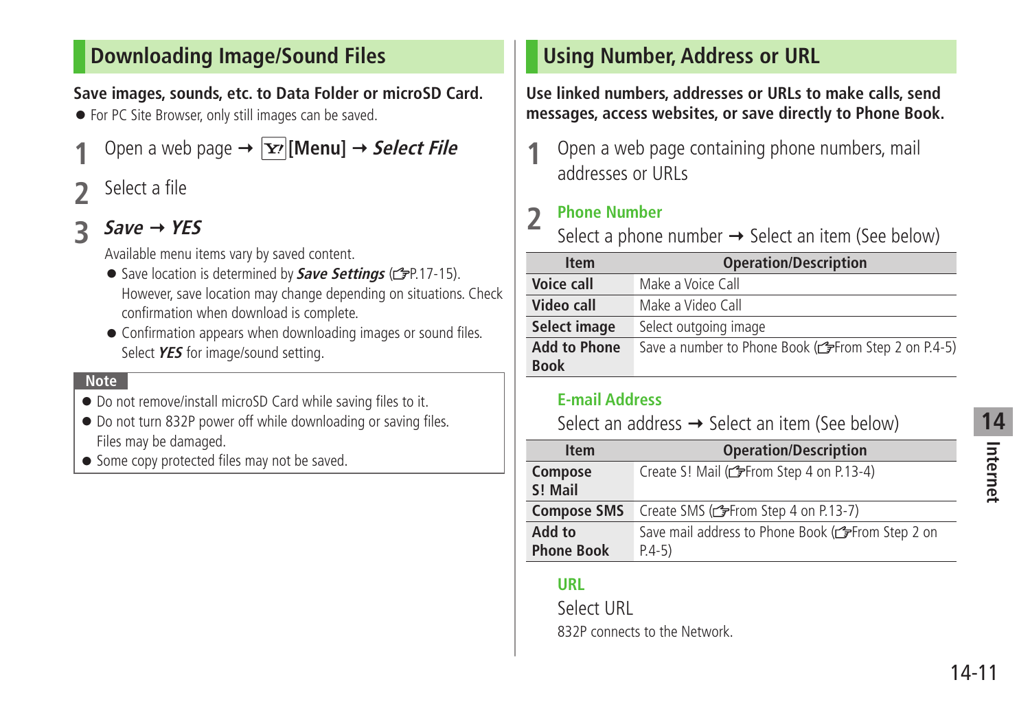## Downloading Image/Sound Files

**Save images, sounds, etc. to Data Folder or microSD Card.**

- For PC Site Browser, only still images can be saved.

1. Open a web page → [Y!][Menu] → ***Select File***
2. Select a file
3. ***Save*** → ***YES***

   Available menu items vary by saved content.
   - Save location is determined by ***Save Settings*** (☞P.17-15). However, save location may change depending on situations. Check confirmation when download is complete.
   - Confirmation appears when downloading images or sound files. Select ***YES*** for image/sound setting.

**Note**

- Do not remove/install microSD Card while saving files to it.
- Do not turn 832P power off while downloading or saving files. Files may be damaged.
- Some copy protected files may not be saved.

## Using Number, Address or URL

**Use linked numbers, addresses or URLs to make calls, send messages, access websites, or save directly to Phone Book.**

1. Open a web page containing phone numbers, mail addresses or URLs
2. **Phone Number**

   Select a phone number → Select an item (See below)

| Item | Operation/Description |
|---|---|
| **Voice call** | Make a Voice Call |
| **Video call** | Make a Video Call |
| **Select image** | Select outgoing image |
| **Add to Phone Book** | Save a number to Phone Book (☞From Step 2 on P.4-5) |

**E-mail Address**

Select an address → Select an item (See below)

| Item | Operation/Description |
|---|---|
| **Compose S! Mail** | Create S! Mail (☞From Step 4 on P.13-4) |
| **Compose SMS** | Create SMS (☞From Step 4 on P.13-7) |
| **Add to Phone Book** | Save mail address to Phone Book (☞From Step 2 on P.4-5) |

**URL**

Select URL

832P connects to the Network.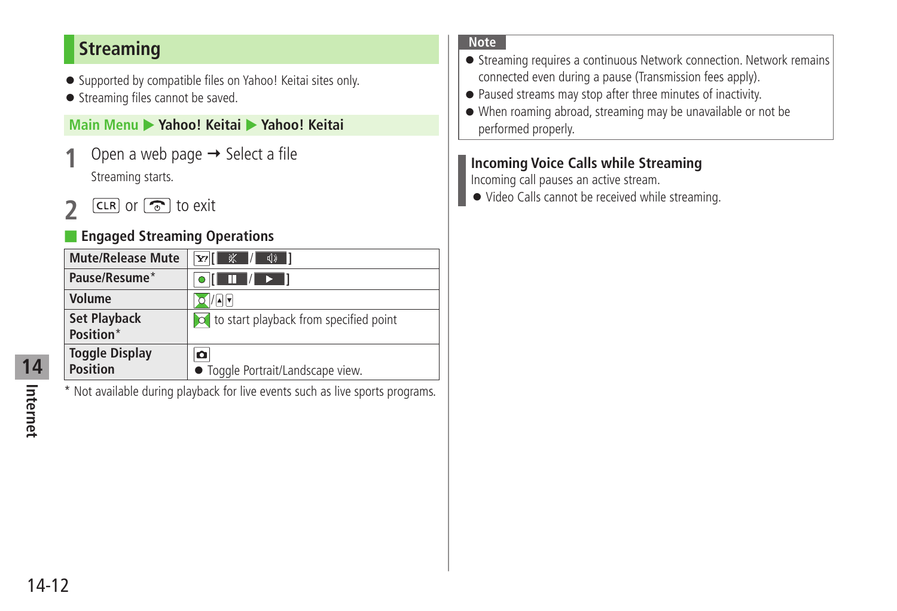## Streaming

- Supported by compatible files on Yahoo! Keitai sites only.
- Streaming files cannot be saved.

**Main Menu ▶ Yahoo! Keitai ▶ Yahoo! Keitai**

**1** Open a web page → Select a file

Streaming starts.

**2** CLR or [end key] to exit

### Engaged Streaming Operations

| | |
|---|---|
| **Mute/Release Mute** | Y! [ Mute / Sound ] |
| **Pause/Resume*** | ● [ ❚❚ / ▶ ] |
| **Volume** | [navigation key up/down]/▲▼ |
| **Set Playback Position*** | [navigation key left/right] to start playback from specified point |
| **Toggle Display Position** | [camera key]<br>● Toggle Portrait/Landscape view. |

\* Not available during playback for live events such as live sports programs.

**Note**

- Streaming requires a continuous Network connection. Network remains connected even during a pause (Transmission fees apply).
- Paused streams may stop after three minutes of inactivity.
- When roaming abroad, streaming may be unavailable or not be performed properly.

### Incoming Voice Calls while Streaming

Incoming call pauses an active stream.

- Video Calls cannot be received while streaming.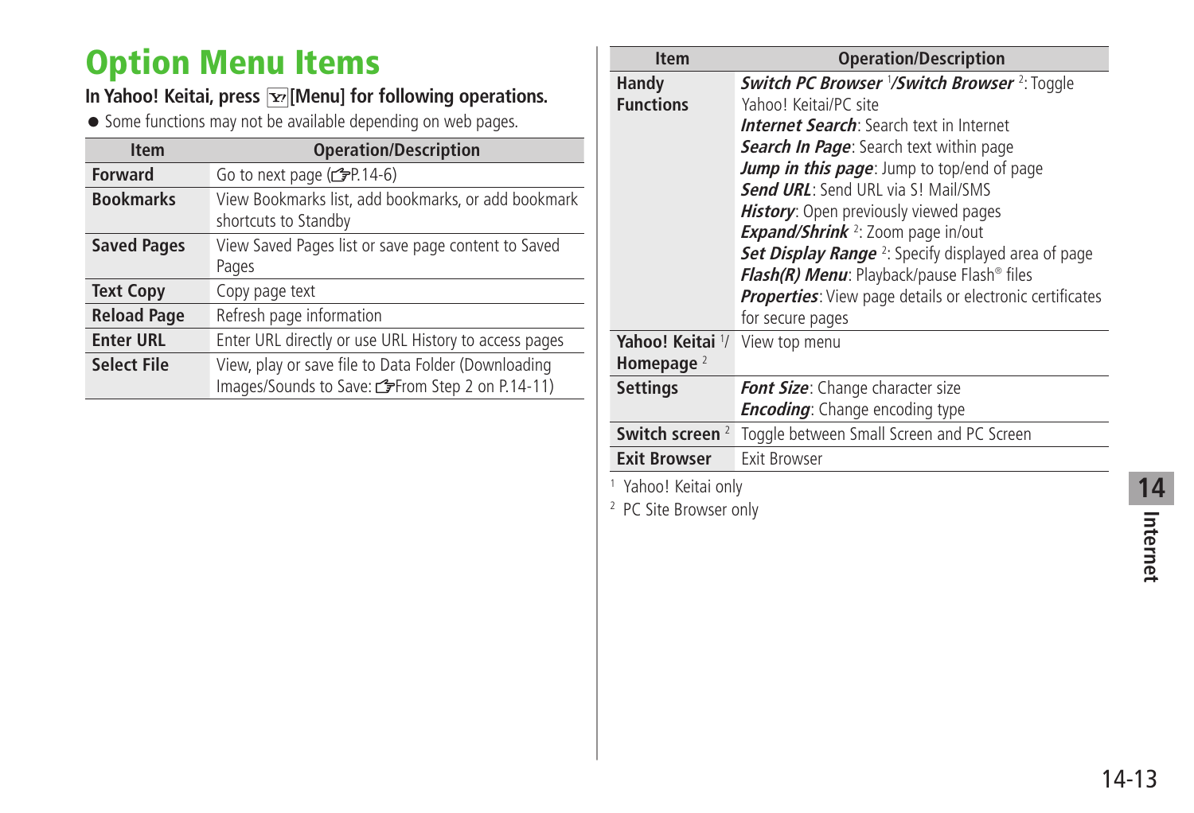# Option Menu Items

**In Yahoo! Keitai, press [Y!][Menu] for following operations.**

- Some functions may not be available depending on web pages.

| Item | Operation/Description |
| --- | --- |
| **Forward** | Go to next page (☞P.14-6) |
| **Bookmarks** | View Bookmarks list, add bookmarks, or add bookmark shortcuts to Standby |
| **Saved Pages** | View Saved Pages list or save page content to Saved Pages |
| **Text Copy** | Copy page text |
| **Reload Page** | Refresh page information |
| **Enter URL** | Enter URL directly or use URL History to access pages |
| **Select File** | View, play or save file to Data Folder (Downloading Images/Sounds to Save: ☞From Step 2 on P.14-11) |

| Item | Operation/Description |
| --- | --- |
| **Handy Functions** | ***Switch PC Browser*** [1]/***Switch Browser*** [2]: Toggle Yahoo! Keitai/PC site<br>***Internet Search***: Search text in Internet<br>***Search In Page***: Search text within page<br>***Jump in this page***: Jump to top/end of page<br>***Send URL***: Send URL via S! Mail/SMS<br>***History***: Open previously viewed pages<br>***Expand/Shrink*** [2]: Zoom page in/out<br>***Set Display Range*** [2]: Specify displayed area of page<br>***Flash(R) Menu***: Playback/pause Flash® files<br>***Properties***: View page details or electronic certificates for secure pages |
| **Yahoo! Keitai** [1]/ **Homepage** [2] | View top menu |
| **Settings** | ***Font Size***: Change character size<br>***Encoding***: Change encoding type |
| **Switch screen** [2] | Toggle between Small Screen and PC Screen |
| **Exit Browser** | Exit Browser |

[1] Yahoo! Keitai only

[2] PC Site Browser only